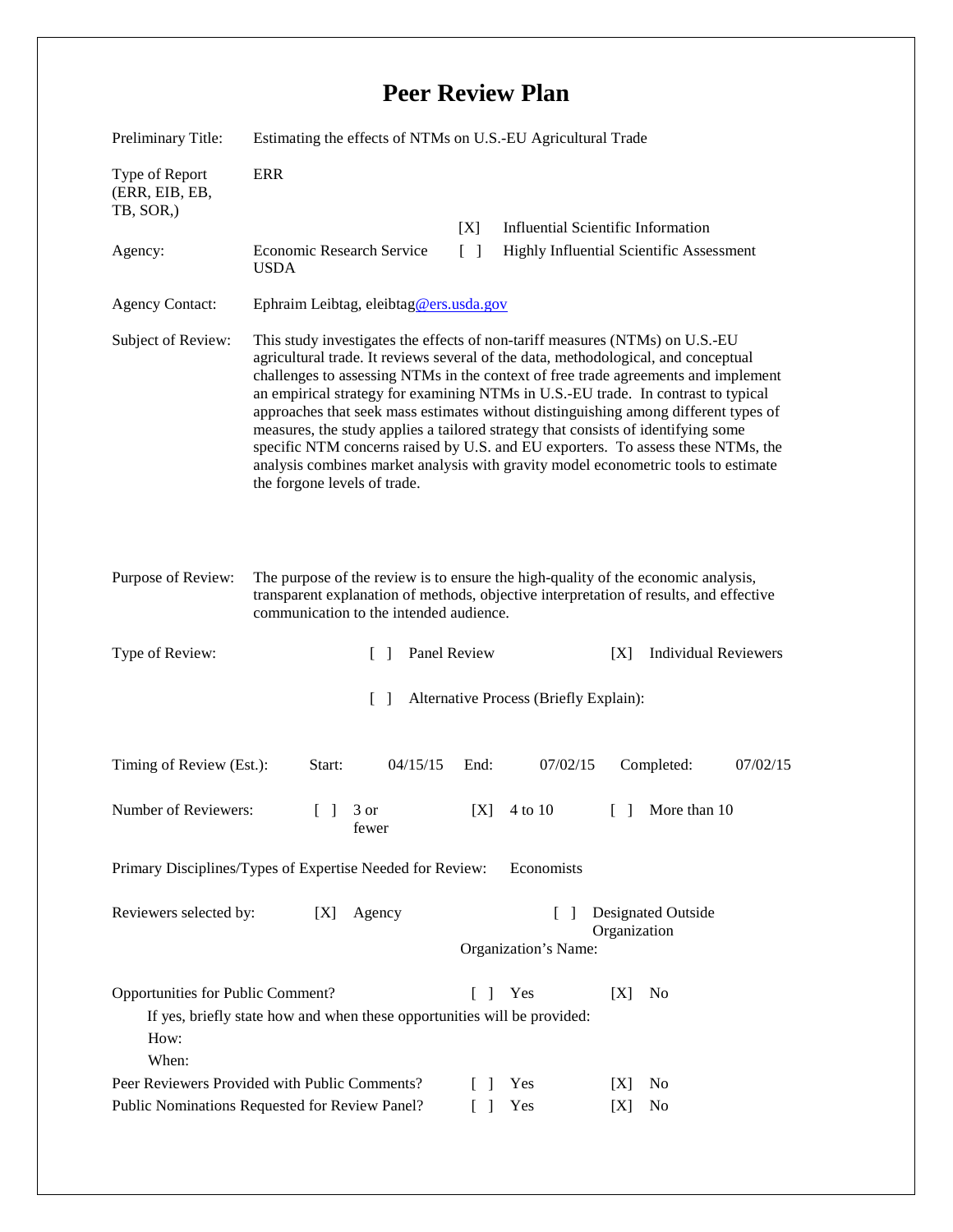# Peer Review Plan

Preliminary Title: Estimating the effects of NTMs on U.S.-EU Agricultural Trade

Type of Report (ERR, EIB, EB, TB, SOR,): ERR

[X] Influential Scientific Information

[ ] Highly Influential Scientific Assessment

Agency: Economic Research Service USDA

Agency Contact: Ephraim Leibtag, eleibtag@ers.usda.gov

Subject of Review: This study investigates the effects of non-tariff measures (NTMs) on U.S.-EU agricultural trade. It reviews several of the data, methodological, and conceptual challenges to assessing NTMs in the context of free trade agreements and implement an empirical strategy for examining NTMs in U.S.-EU trade. In contrast to typical approaches that seek mass estimates without distinguishing among different types of measures, the study applies a tailored strategy that consists of identifying some specific NTM concerns raised by U.S. and EU exporters. To assess these NTMs, the analysis combines market analysis with gravity model econometric tools to estimate the forgone levels of trade.

Purpose of Review: The purpose of the review is to ensure the high-quality of the economic analysis, transparent explanation of methods, objective interpretation of results, and effective communication to the intended audience.

Type of Review: [ ] Panel Review [X] Individual Reviewers

[ ] Alternative Process (Briefly Explain):

Timing of Review (Est.): Start: 04/15/15 End: 07/02/15 Completed: 07/02/15

Number of Reviewers: [ ] 3 or fewer [X] 4 to 10 [ ] More than 10

Primary Disciplines/Types of Expertise Needed for Review: Economists

Reviewers selected by: [X] Agency [ ] Designated Outside Organization

Organization's Name:

Opportunities for Public Comment? [ ] Yes [X] No

If yes, briefly state how and when these opportunities will be provided:

How:

When:

Peer Reviewers Provided with Public Comments? [ ] Yes [X] No

Public Nominations Requested for Review Panel? [ ] Yes [X] No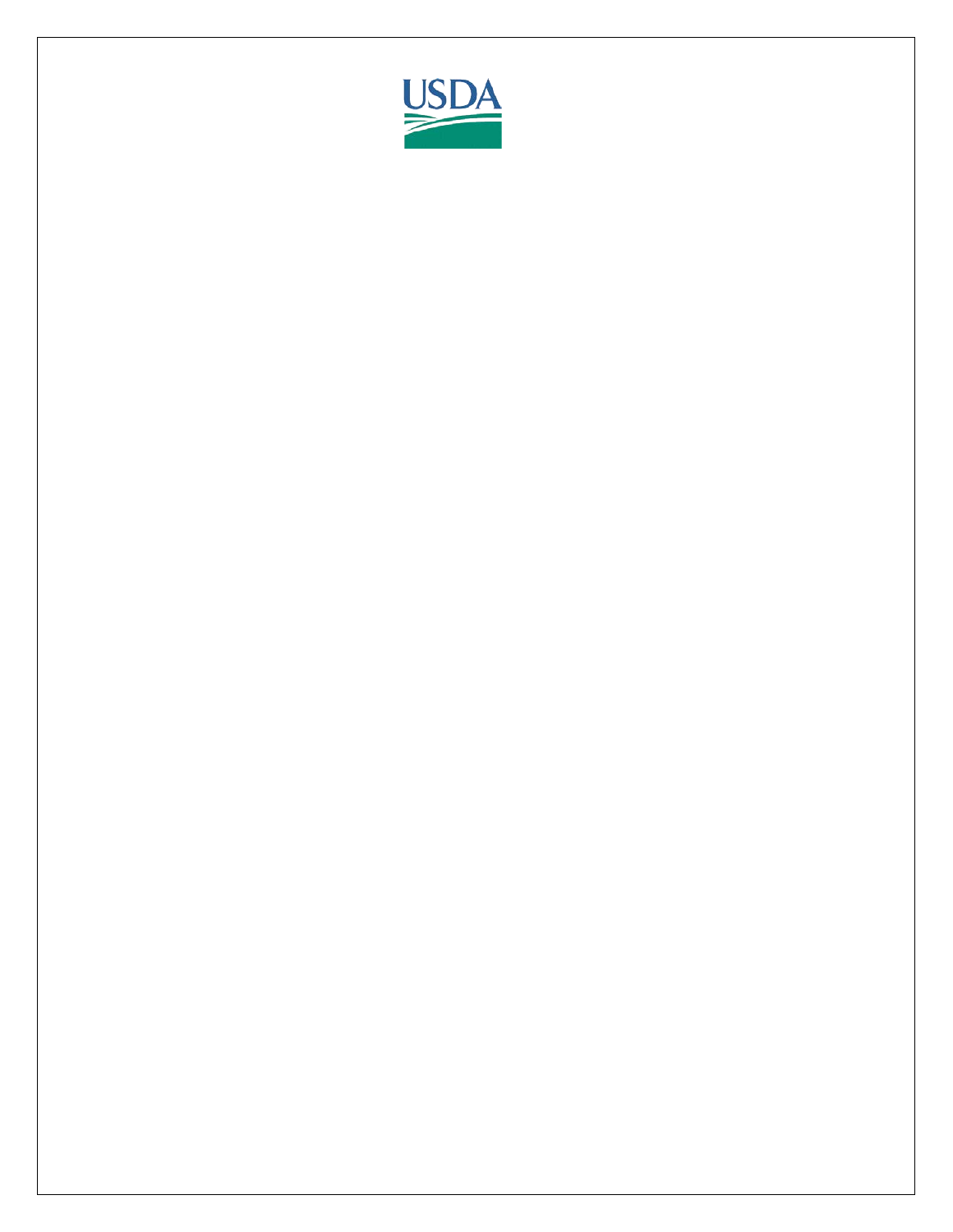USDA